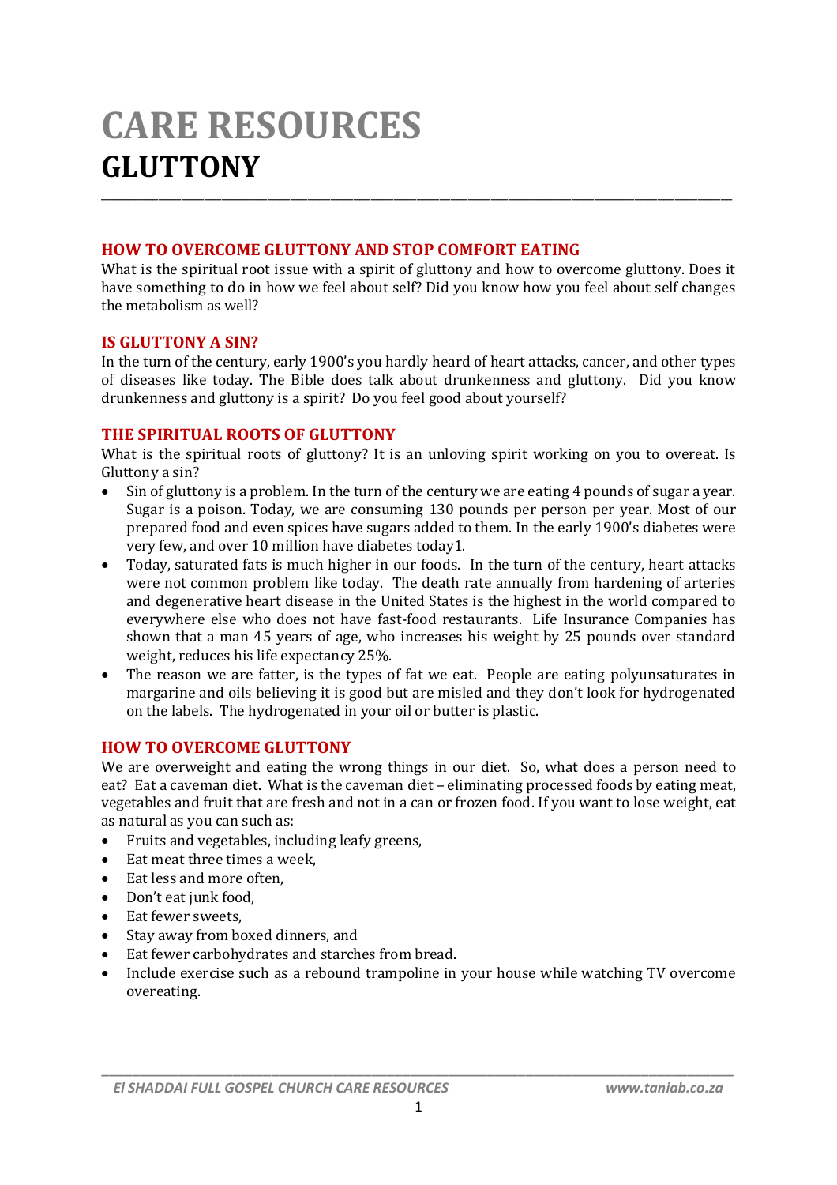# CARE RESOURCES

# GLUTTONY

## HOW TO OVERCOME GLUTTONY AND STOP COMFORT EATING

What is the spiritual root issue with a spirit of gluttony and how to overcome gluttony. Does it have something to do in how we feel about self? Did you know how you feel about self changes the metabolism as well?

## IS GLUTTONY A SIN?

In the turn of the century, early 1900's you hardly heard of heart attacks, cancer, and other types of diseases like today. The Bible does talk about drunkenness and gluttony. Did you know drunkenness and gluttony is a spirit? Do you feel good about yourself?

## THE SPIRITUAL ROOTS OF GLUTTONY

What is the spiritual roots of gluttony? It is an unloving spirit working on you to overeat. Is Gluttony a sin?

- Sin of gluttony is a problem. In the turn of the century we are eating 4 pounds of sugar a year. Sugar is a poison. Today, we are consuming 130 pounds per person per year. Most of our prepared food and even spices have sugars added to them. In the early 1900's diabetes were very few, and over 10 million have diabetes today1.
- Today, saturated fats is much higher in our foods. In the turn of the century, heart attacks were not common problem like today. The death rate annually from hardening of arteries and degenerative heart disease in the United States is the highest in the world compared to everywhere else who does not have fast-food restaurants. Life Insurance Companies has shown that a man 45 years of age, who increases his weight by 25 pounds over standard weight, reduces his life expectancy 25%.
- The reason we are fatter, is the types of fat we eat. People are eating polyunsaturates in margarine and oils believing it is good but are misled and they don't look for hydrogenated on the labels. The hydrogenated in your oil or butter is plastic.

## HOW TO OVERCOME GLUTTONY

We are overweight and eating the wrong things in our diet. So, what does a person need to eat? Eat a caveman diet. What is the caveman diet – eliminating processed foods by eating meat, vegetables and fruit that are fresh and not in a can or frozen food. If you want to lose weight, eat as natural as you can such as:

- Fruits and vegetables, including leafy greens,
- Eat meat three times a week,
- Eat less and more often,
- Don't eat junk food,
- Eat fewer sweets,
- Stay away from boxed dinners, and
- Eat fewer carbohydrates and starches from bread.
- Include exercise such as a rebound trampoline in your house while watching TV overcome overeating.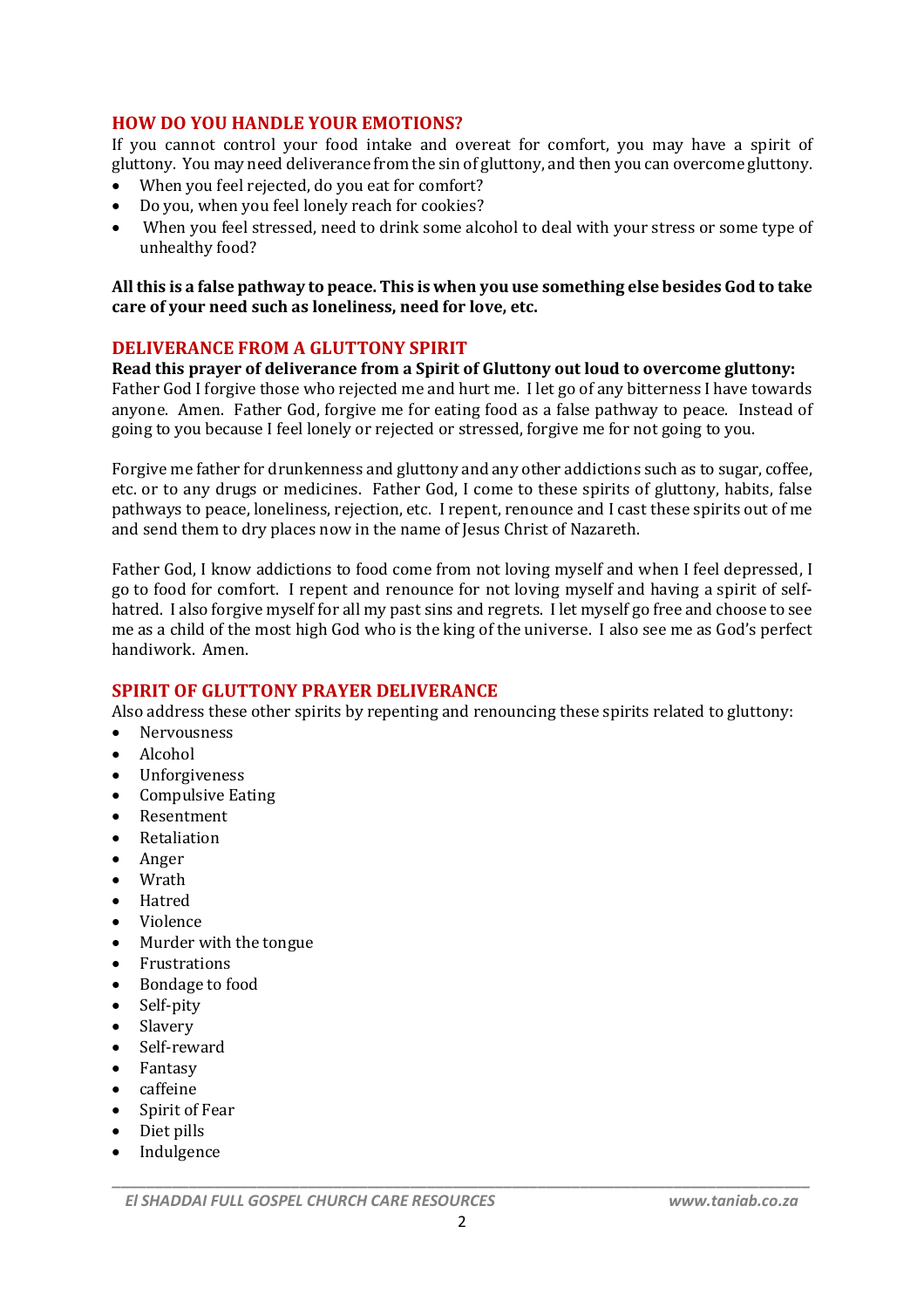## HOW DO YOU HANDLE YOUR EMOTIONS?

If you cannot control your food intake and overeat for comfort, you may have a spirit of gluttony. You may need deliverance from the sin of gluttony, and then you can overcome gluttony.

- When you feel rejected, do you eat for comfort?
- Do you, when you feel lonely reach for cookies?
- When you feel stressed, need to drink some alcohol to deal with your stress or some type of unhealthy food?

**All this is a false pathway to peace. This is when you use something else besides God to take care of your need such as loneliness, need for love, etc.**

## DELIVERANCE FROM A GLUTTONY SPIRIT

**Read this prayer of deliverance from a Spirit of Gluttony out loud to overcome gluttony:**
Father God I forgive those who rejected me and hurt me. I let go of any bitterness I have towards anyone. Amen. Father God, forgive me for eating food as a false pathway to peace. Instead of going to you because I feel lonely or rejected or stressed, forgive me for not going to you.

Forgive me father for drunkenness and gluttony and any other addictions such as to sugar, coffee, etc. or to any drugs or medicines. Father God, I come to these spirits of gluttony, habits, false pathways to peace, loneliness, rejection, etc. I repent, renounce and I cast these spirits out of me and send them to dry places now in the name of Jesus Christ of Nazareth.

Father God, I know addictions to food come from not loving myself and when I feel depressed, I go to food for comfort. I repent and renounce for not loving myself and having a spirit of self-hatred. I also forgive myself for all my past sins and regrets. I let myself go free and choose to see me as a child of the most high God who is the king of the universe. I also see me as God's perfect handiwork. Amen.

## SPIRIT OF GLUTTONY PRAYER DELIVERANCE

Also address these other spirits by repenting and renouncing these spirits related to gluttony:

- Nervousness
- Alcohol
- Unforgiveness
- Compulsive Eating
- Resentment
- Retaliation
- Anger
- Wrath
- Hatred
- Violence
- Murder with the tongue
- Frustrations
- Bondage to food
- Self-pity
- Slavery
- Self-reward
- Fantasy
- caffeine
- Spirit of Fear
- Diet pills
- Indulgence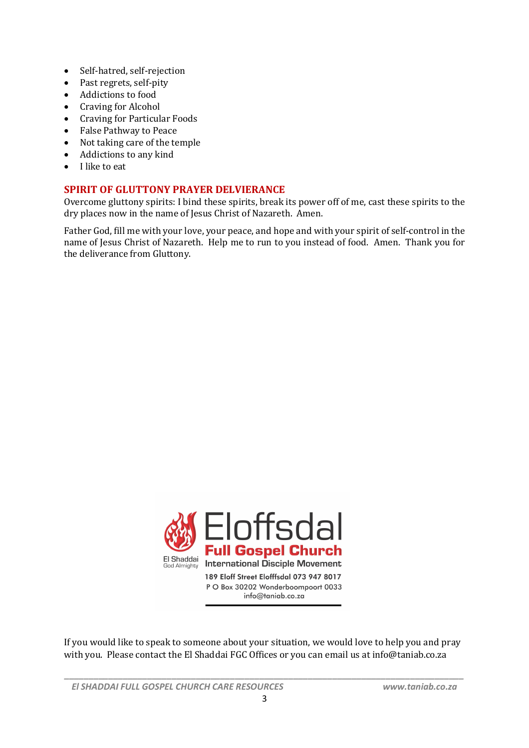- Self-hatred, self-rejection
- Past regrets, self-pity
- Addictions to food
- Craving for Alcohol
- Craving for Particular Foods
- False Pathway to Peace
- Not taking care of the temple
- Addictions to any kind
- I like to eat

## SPIRIT OF GLUTTONY PRAYER DELVIERANCE

Overcome gluttony spirits: I bind these spirits, break its power off of me, cast these spirits to the dry places now in the name of Jesus Christ of Nazareth. Amen.

Father God, fill me with your love, your peace, and hope and with your spirit of self-control in the name of Jesus Christ of Nazareth. Help me to run to you instead of food. Amen. Thank you for the deliverance from Gluttony.

El Shaddai
God Almighty

Eloffsdal
**Full Gospel Church**
International Disciple Movement
**189 Eloff Street Elofffsdal 073 947 8017**
P O Box 30202 Wonderboompoort 0033
info@taniab.co.za

If you would like to speak to someone about your situation, we would love to help you and pray with you. Please contact the El Shaddai FGC Offices or you can email us at info@taniab.co.za